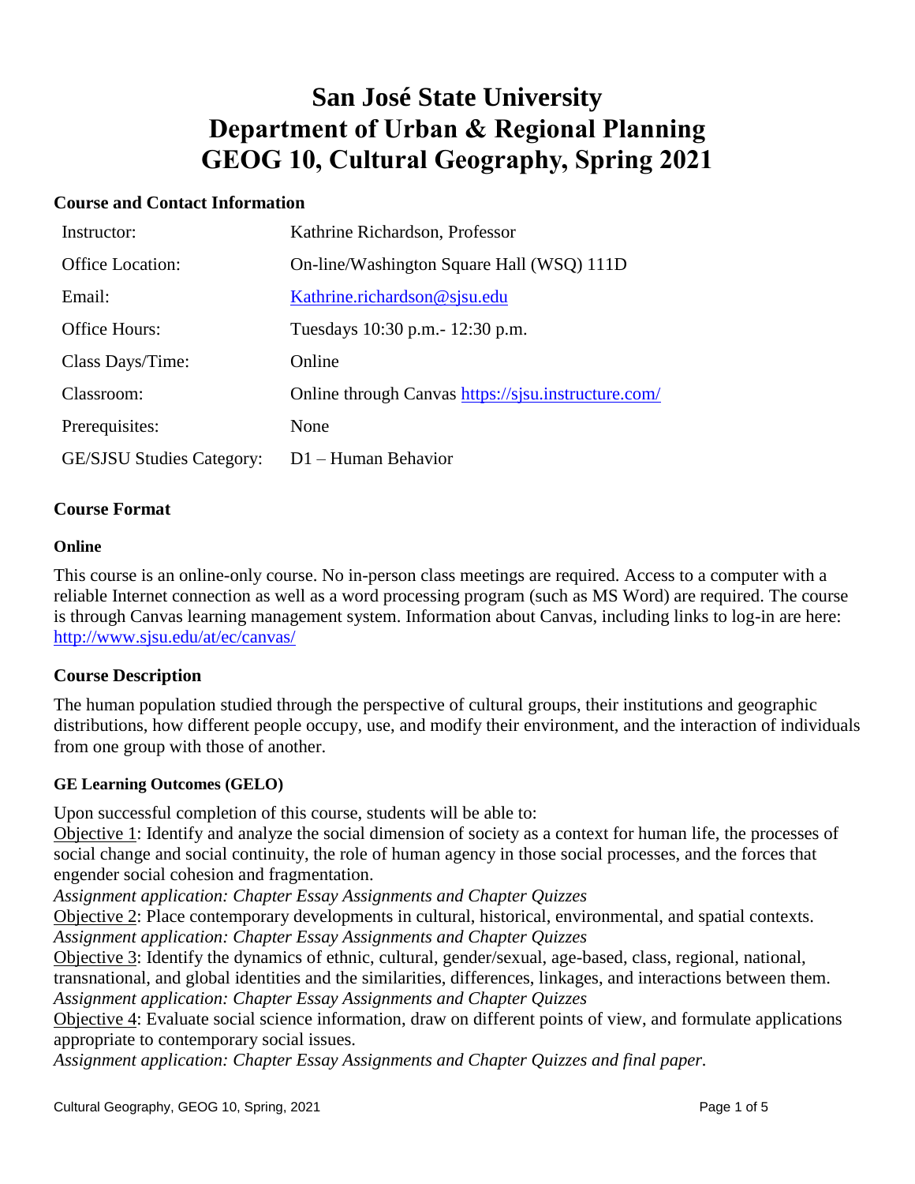# San José State University
# Department of Urban & Regional Planning
# GEOG 10, Cultural Geography, Spring 2021

## Course and Contact Information

| | |
|---|---|
| Instructor: | Kathrine Richardson, Professor |
| Office Location: | On-line/Washington Square Hall (WSQ) 111D |
| Email: | Kathrine.richardson@sjsu.edu |
| Office Hours: | Tuesdays 10:30 p.m.- 12:30 p.m. |
| Class Days/Time: | Online |
| Classroom: | Online through Canvas https://sjsu.instructure.com/ |
| Prerequisites: | None |
| GE/SJSU Studies Category: | D1 – Human Behavior |

## Course Format

### Online

This course is an online-only course. No in-person class meetings are required. Access to a computer with a reliable Internet connection as well as a word processing program (such as MS Word) are required. The course is through Canvas learning management system. Information about Canvas, including links to log-in are here: http://www.sjsu.edu/at/ec/canvas/

## Course Description

The human population studied through the perspective of cultural groups, their institutions and geographic distributions, how different people occupy, use, and modify their environment, and the interaction of individuals from one group with those of another.

### GE Learning Outcomes (GELO)

Upon successful completion of this course, students will be able to:

Objective 1: Identify and analyze the social dimension of society as a context for human life, the processes of social change and social continuity, the role of human agency in those social processes, and the forces that engender social cohesion and fragmentation.
*Assignment application: Chapter Essay Assignments and Chapter Quizzes*

Objective 2: Place contemporary developments in cultural, historical, environmental, and spatial contexts.
*Assignment application: Chapter Essay Assignments and Chapter Quizzes*

Objective 3: Identify the dynamics of ethnic, cultural, gender/sexual, age-based, class, regional, national, transnational, and global identities and the similarities, differences, linkages, and interactions between them.
*Assignment application: Chapter Essay Assignments and Chapter Quizzes*

Objective 4: Evaluate social science information, draw on different points of view, and formulate applications appropriate to contemporary social issues.
*Assignment application: Chapter Essay Assignments and Chapter Quizzes and final paper.*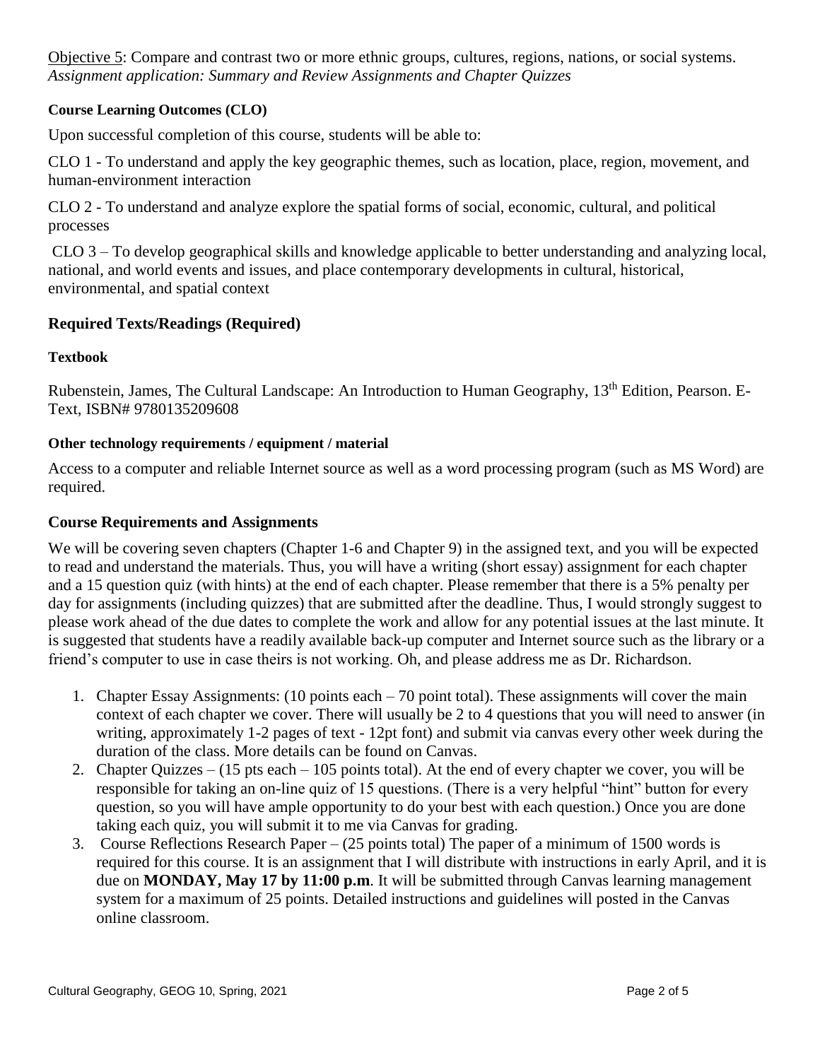Objective 5: Compare and contrast two or more ethnic groups, cultures, regions, nations, or social systems.
*Assignment application: Summary and Review Assignments and Chapter Quizzes*

#### Course Learning Outcomes (CLO)

Upon successful completion of this course, students will be able to:

CLO 1 - To understand and apply the key geographic themes, such as location, place, region, movement, and human-environment interaction

CLO 2 - To understand and analyze explore the spatial forms of social, economic, cultural, and political processes

CLO 3 – To develop geographical skills and knowledge applicable to better understanding and analyzing local, national, and world events and issues, and place contemporary developments in cultural, historical, environmental, and spatial context

### Required Texts/Readings (Required)

#### Textbook

Rubenstein, James, The Cultural Landscape: An Introduction to Human Geography, 13th Edition, Pearson. E-Text, ISBN# 9780135209608

#### Other technology requirements / equipment / material

Access to a computer and reliable Internet source as well as a word processing program (such as MS Word) are required.

### Course Requirements and Assignments

We will be covering seven chapters (Chapter 1-6 and Chapter 9) in the assigned text, and you will be expected to read and understand the materials. Thus, you will have a writing (short essay) assignment for each chapter and a 15 question quiz (with hints) at the end of each chapter. Please remember that there is a 5% penalty per day for assignments (including quizzes) that are submitted after the deadline. Thus, I would strongly suggest to please work ahead of the due dates to complete the work and allow for any potential issues at the last minute. It is suggested that students have a readily available back-up computer and Internet source such as the library or a friend's computer to use in case theirs is not working. Oh, and please address me as Dr. Richardson.

1. Chapter Essay Assignments: (10 points each – 70 point total). These assignments will cover the main context of each chapter we cover. There will usually be 2 to 4 questions that you will need to answer (in writing, approximately 1-2 pages of text - 12pt font) and submit via canvas every other week during the duration of the class. More details can be found on Canvas.
2. Chapter Quizzes – (15 pts each – 105 points total). At the end of every chapter we cover, you will be responsible for taking an on-line quiz of 15 questions. (There is a very helpful "hint" button for every question, so you will have ample opportunity to do your best with each question.) Once you are done taking each quiz, you will submit it to me via Canvas for grading.
3. Course Reflections Research Paper – (25 points total) The paper of a minimum of 1500 words is required for this course. It is an assignment that I will distribute with instructions in early April, and it is due on **MONDAY, May 17 by 11:00 p.m**. It will be submitted through Canvas learning management system for a maximum of 25 points. Detailed instructions and guidelines will posted in the Canvas online classroom.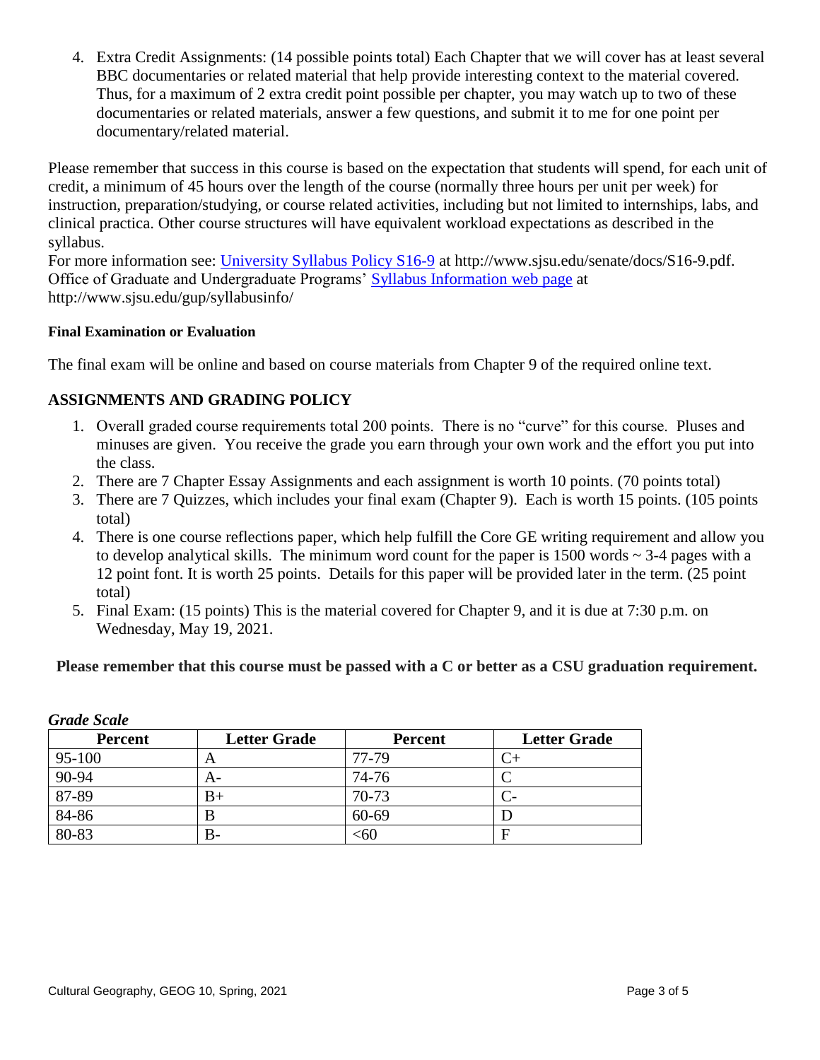4. Extra Credit Assignments: (14 possible points total) Each Chapter that we will cover has at least several BBC documentaries or related material that help provide interesting context to the material covered. Thus, for a maximum of 2 extra credit point possible per chapter, you may watch up to two of these documentaries or related materials, answer a few questions, and submit it to me for one point per documentary/related material.

Please remember that success in this course is based on the expectation that students will spend, for each unit of credit, a minimum of 45 hours over the length of the course (normally three hours per unit per week) for instruction, preparation/studying, or course related activities, including but not limited to internships, labs, and clinical practica. Other course structures will have equivalent workload expectations as described in the syllabus.
For more information see: [University Syllabus Policy S16-9](http://www.sjsu.edu/senate/docs/S16-9.pdf) at http://www.sjsu.edu/senate/docs/S16-9.pdf. Office of Graduate and Undergraduate Programs' [Syllabus Information web page](http://www.sjsu.edu/gup/syllabusinfo/) at http://www.sjsu.edu/gup/syllabusinfo/

#### Final Examination or Evaluation

The final exam will be online and based on course materials from Chapter 9 of the required online text.

### ASSIGNMENTS AND GRADING POLICY

1. Overall graded course requirements total 200 points. There is no "curve" for this course. Pluses and minuses are given. You receive the grade you earn through your own work and the effort you put into the class.
2. There are 7 Chapter Essay Assignments and each assignment is worth 10 points. (70 points total)
3. There are 7 Quizzes, which includes your final exam (Chapter 9). Each is worth 15 points. (105 points total)
4. There is one course reflections paper, which help fulfill the Core GE writing requirement and allow you to develop analytical skills. The minimum word count for the paper is 1500 words ~ 3-4 pages with a 12 point font. It is worth 25 points. Details for this paper will be provided later in the term. (25 point total)
5. Final Exam: (15 points) This is the material covered for Chapter 9, and it is due at 7:30 p.m. on Wednesday, May 19, 2021.

**Please remember that this course must be passed with a C or better as a CSU graduation requirement.**

***Grade Scale***

| Percent | Letter Grade | Percent | Letter Grade |
|---|---|---|---|
| 95-100 | A | 77-79 | C+ |
| 90-94 | A- | 74-76 | C |
| 87-89 | B+ | 70-73 | C- |
| 84-86 | B | 60-69 | D |
| 80-83 | B- | <60 | F |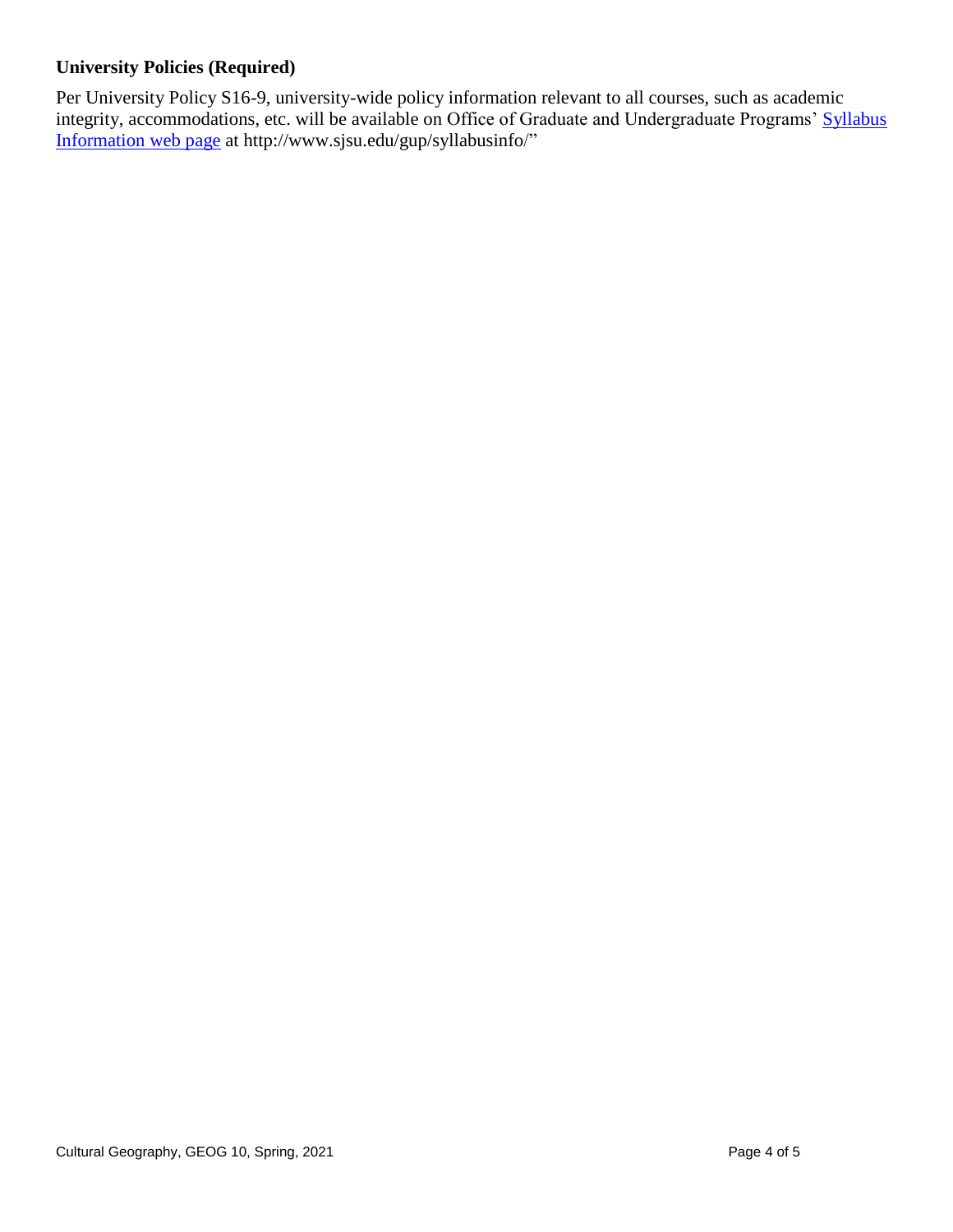### University Policies (Required)

Per University Policy S16-9, university-wide policy information relevant to all courses, such as academic integrity, accommodations, etc. will be available on Office of Graduate and Undergraduate Programs' [Syllabus Information web page](http://www.sjsu.edu/gup/syllabusinfo/) at http://www.sjsu.edu/gup/syllabusinfo/"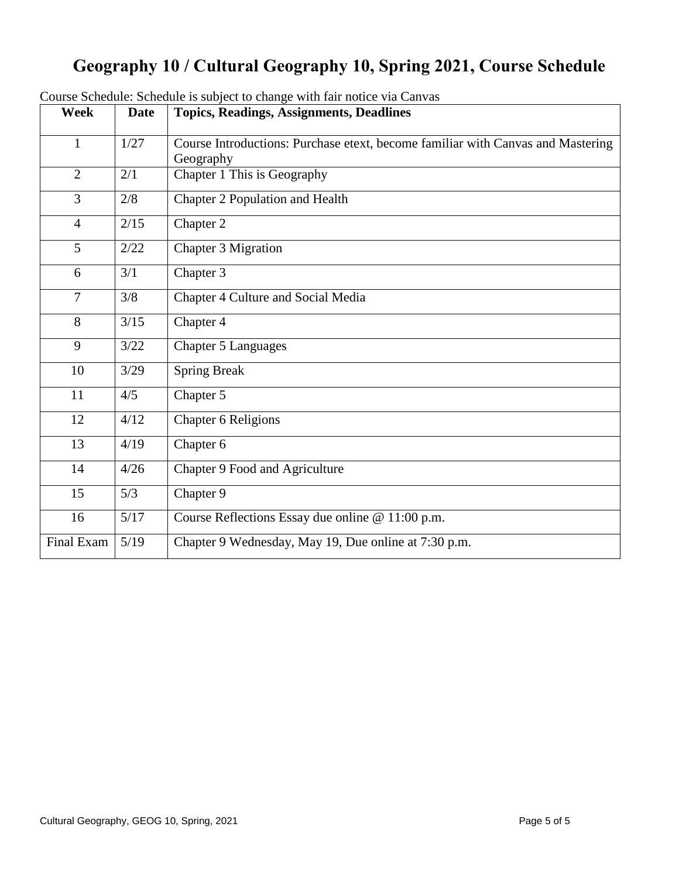# Geography 10 / Cultural Geography 10, Spring 2021, Course Schedule

Course Schedule: Schedule is subject to change with fair notice via Canvas

| Week | Date | Topics, Readings, Assignments, Deadlines |
|---|---|---|
| 1 | 1/27 | Course Introductions: Purchase etext, become familiar with Canvas and Mastering Geography |
| 2 | 2/1 | Chapter 1 This is Geography |
| 3 | 2/8 | Chapter 2 Population and Health |
| 4 | 2/15 | Chapter 2 |
| 5 | 2/22 | Chapter 3 Migration |
| 6 | 3/1 | Chapter 3 |
| 7 | 3/8 | Chapter 4 Culture and Social Media |
| 8 | 3/15 | Chapter 4 |
| 9 | 3/22 | Chapter 5 Languages |
| 10 | 3/29 | Spring Break |
| 11 | 4/5 | Chapter 5 |
| 12 | 4/12 | Chapter 6 Religions |
| 13 | 4/19 | Chapter 6 |
| 14 | 4/26 | Chapter 9 Food and Agriculture |
| 15 | 5/3 | Chapter 9 |
| 16 | 5/17 | Course Reflections Essay due online @ 11:00 p.m. |
| Final Exam | 5/19 | Chapter 9 Wednesday, May 19, Due online at 7:30 p.m. |